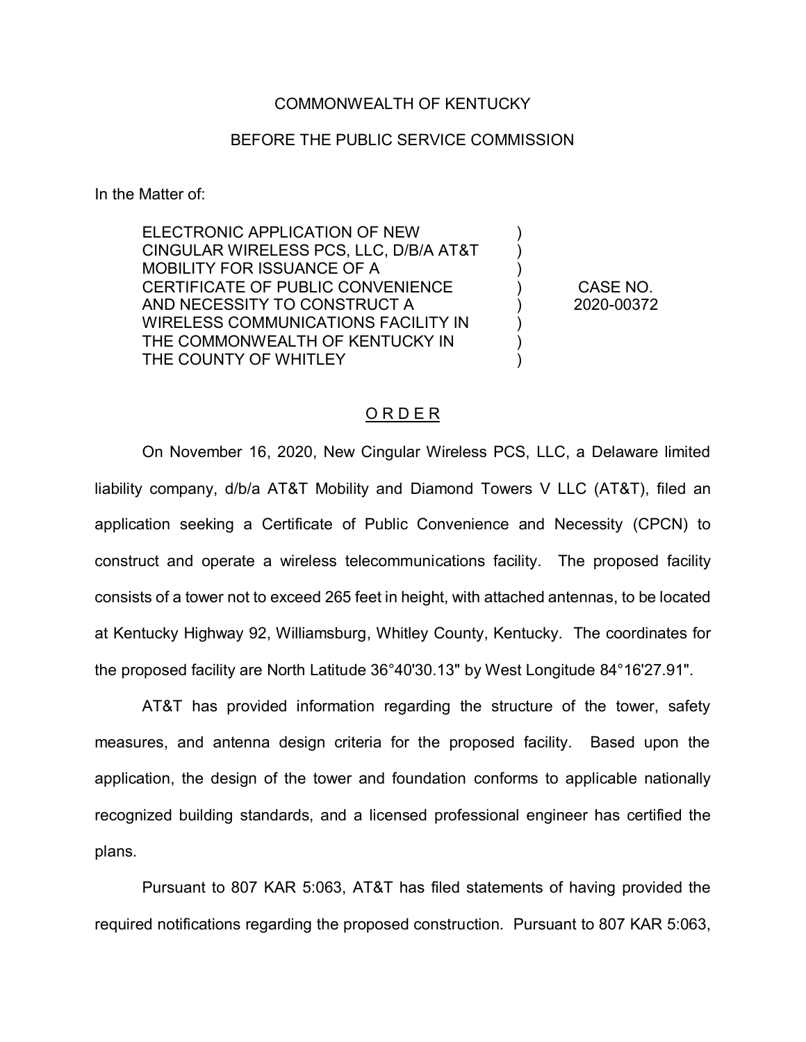COMMONWEALTH OF KENTUCKY

BEFORE THE PUBLIC SERVICE COMMISSION

In the Matter of:

| | | |
|---|---|---|
| ELECTRONIC APPLICATION OF NEW CINGULAR WIRELESS PCS, LLC, D/B/A AT&T MOBILITY FOR ISSUANCE OF A CERTIFICATE OF PUBLIC CONVENIENCE AND NECESSITY TO CONSTRUCT A WIRELESS COMMUNICATIONS FACILITY IN THE COMMONWEALTH OF KENTUCKY IN THE COUNTY OF WHITLEY | ) | CASE NO. 2020-00372 |

## O R D E R

On November 16, 2020, New Cingular Wireless PCS, LLC, a Delaware limited liability company, d/b/a AT&T Mobility and Diamond Towers V LLC (AT&T), filed an application seeking a Certificate of Public Convenience and Necessity (CPCN) to construct and operate a wireless telecommunications facility. The proposed facility consists of a tower not to exceed 265 feet in height, with attached antennas, to be located at Kentucky Highway 92, Williamsburg, Whitley County, Kentucky. The coordinates for the proposed facility are North Latitude 36°40'30.13" by West Longitude 84°16'27.91".

AT&T has provided information regarding the structure of the tower, safety measures, and antenna design criteria for the proposed facility. Based upon the application, the design of the tower and foundation conforms to applicable nationally recognized building standards, and a licensed professional engineer has certified the plans.

Pursuant to 807 KAR 5:063, AT&T has filed statements of having provided the required notifications regarding the proposed construction. Pursuant to 807 KAR 5:063,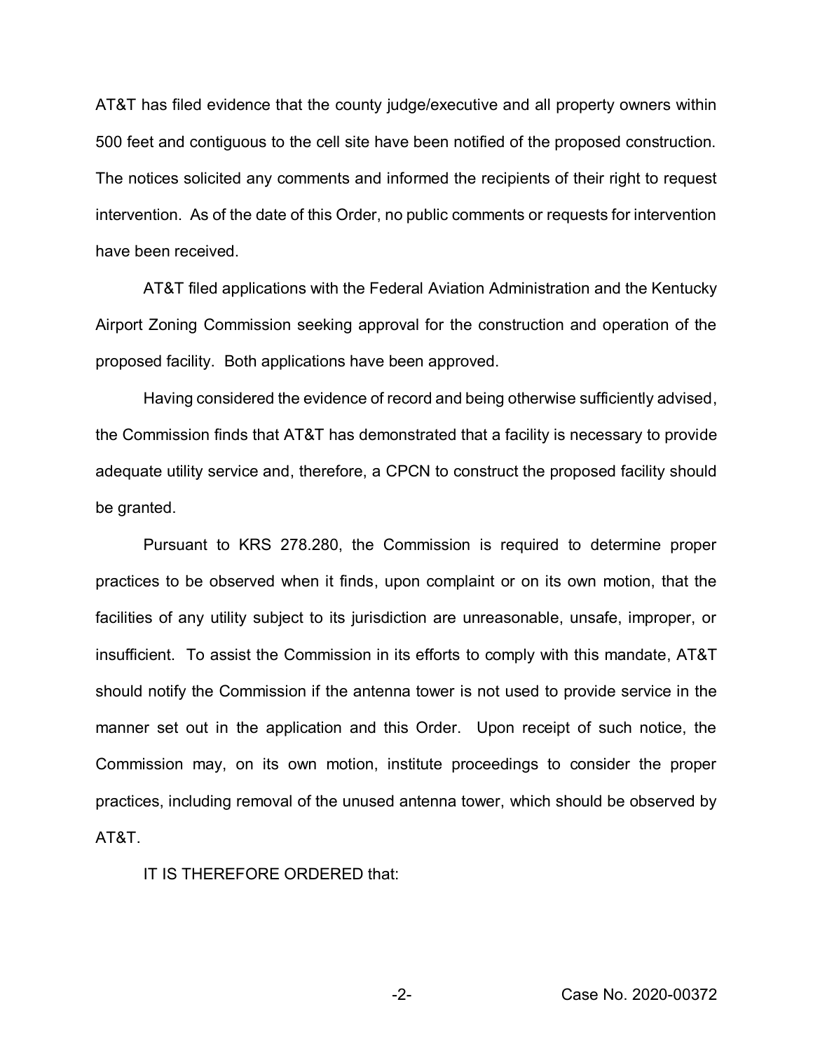AT&T has filed evidence that the county judge/executive and all property owners within 500 feet and contiguous to the cell site have been notified of the proposed construction. The notices solicited any comments and informed the recipients of their right to request intervention. As of the date of this Order, no public comments or requests for intervention have been received.

AT&T filed applications with the Federal Aviation Administration and the Kentucky Airport Zoning Commission seeking approval for the construction and operation of the proposed facility. Both applications have been approved.

Having considered the evidence of record and being otherwise sufficiently advised, the Commission finds that AT&T has demonstrated that a facility is necessary to provide adequate utility service and, therefore, a CPCN to construct the proposed facility should be granted.

Pursuant to KRS 278.280, the Commission is required to determine proper practices to be observed when it finds, upon complaint or on its own motion, that the facilities of any utility subject to its jurisdiction are unreasonable, unsafe, improper, or insufficient. To assist the Commission in its efforts to comply with this mandate, AT&T should notify the Commission if the antenna tower is not used to provide service in the manner set out in the application and this Order. Upon receipt of such notice, the Commission may, on its own motion, institute proceedings to consider the proper practices, including removal of the unused antenna tower, which should be observed by AT&T.

IT IS THEREFORE ORDERED that: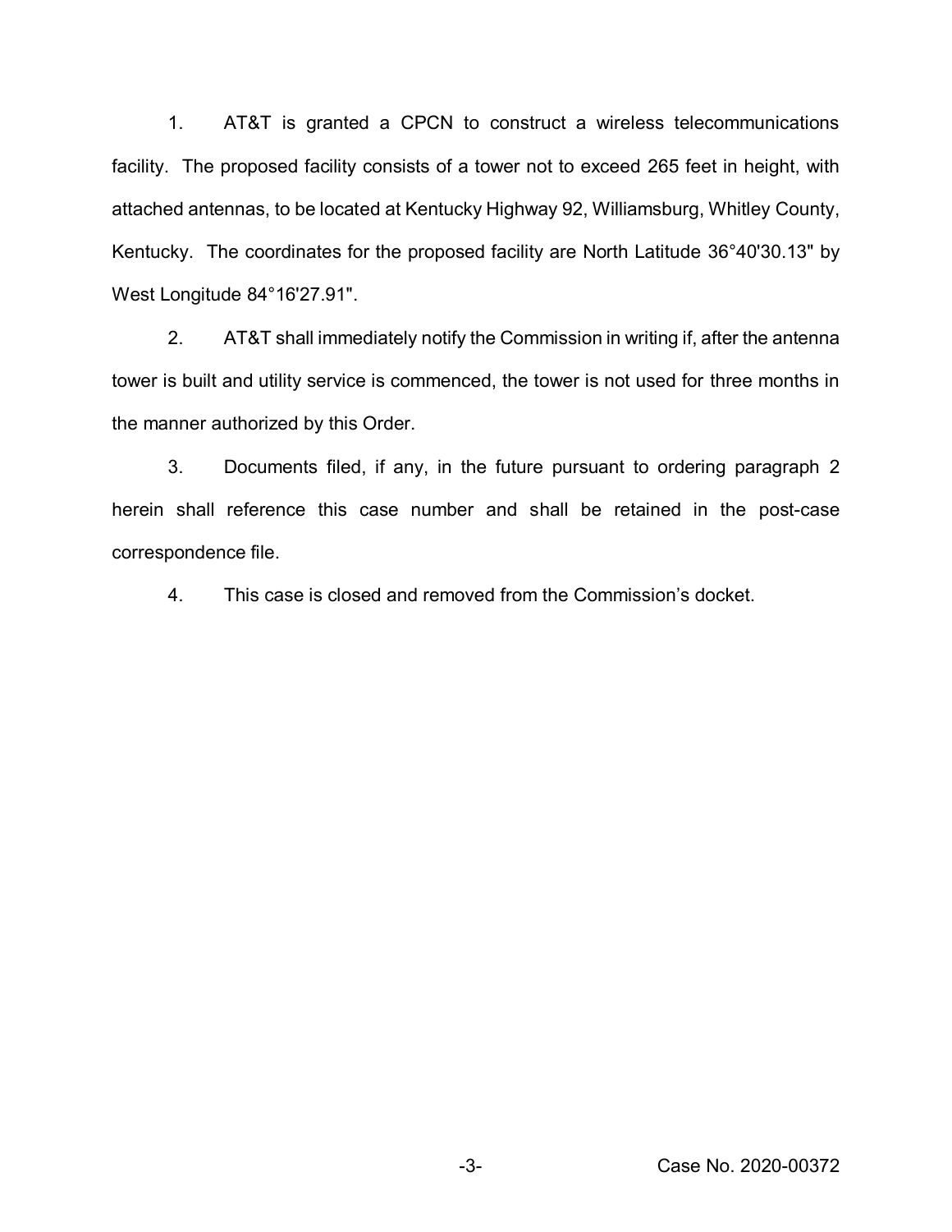1. AT&T is granted a CPCN to construct a wireless telecommunications facility. The proposed facility consists of a tower not to exceed 265 feet in height, with attached antennas, to be located at Kentucky Highway 92, Williamsburg, Whitley County, Kentucky. The coordinates for the proposed facility are North Latitude 36°40'30.13" by West Longitude 84°16'27.91".

2. AT&T shall immediately notify the Commission in writing if, after the antenna tower is built and utility service is commenced, the tower is not used for three months in the manner authorized by this Order.

3. Documents filed, if any, in the future pursuant to ordering paragraph 2 herein shall reference this case number and shall be retained in the post-case correspondence file.

4. This case is closed and removed from the Commission's docket.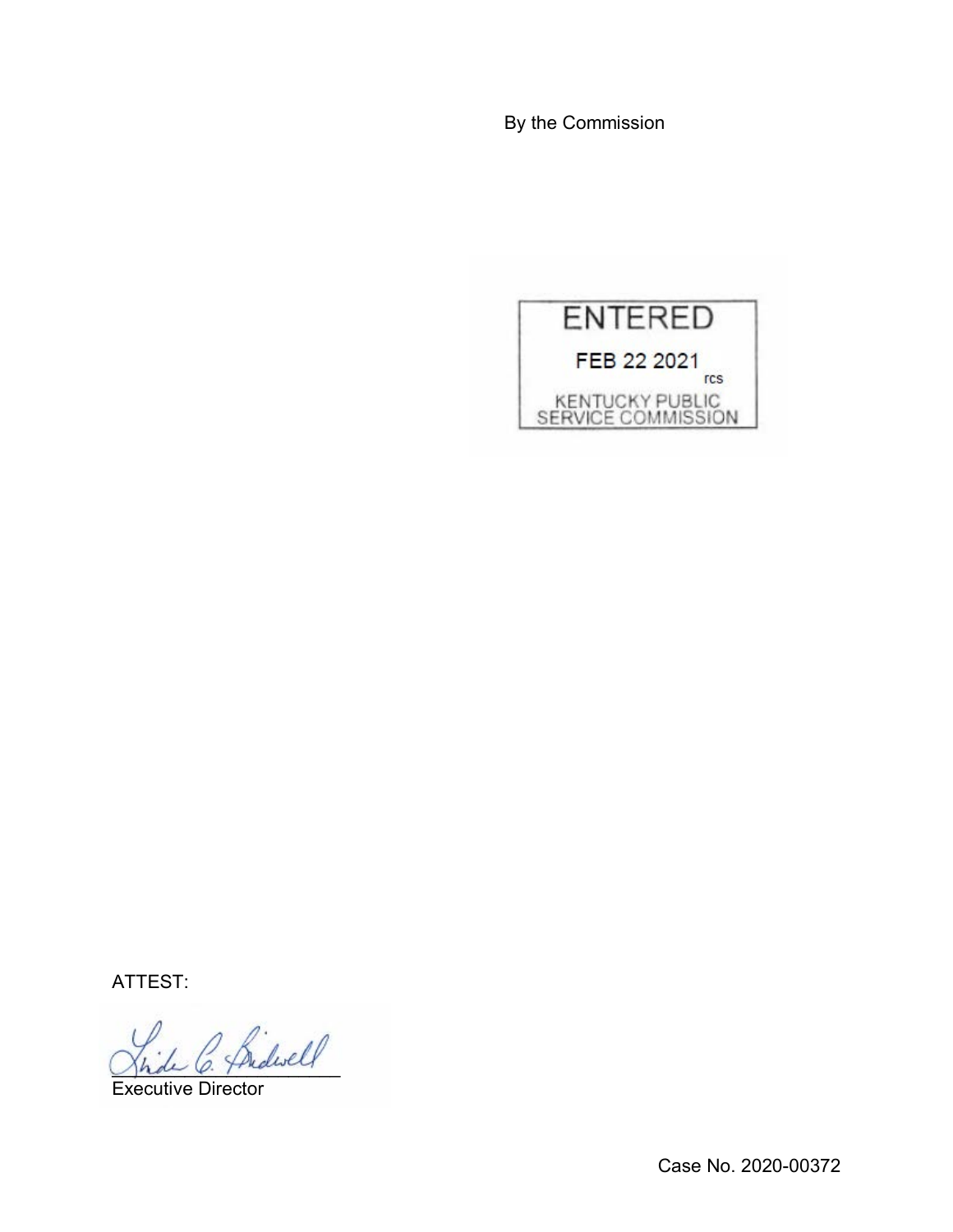By the Commission

ENTERED

FEB 22 2021

rcs

KENTUCKY PUBLIC SERVICE COMMISSION

ATTEST:

Executive Director

Case No. 2020-00372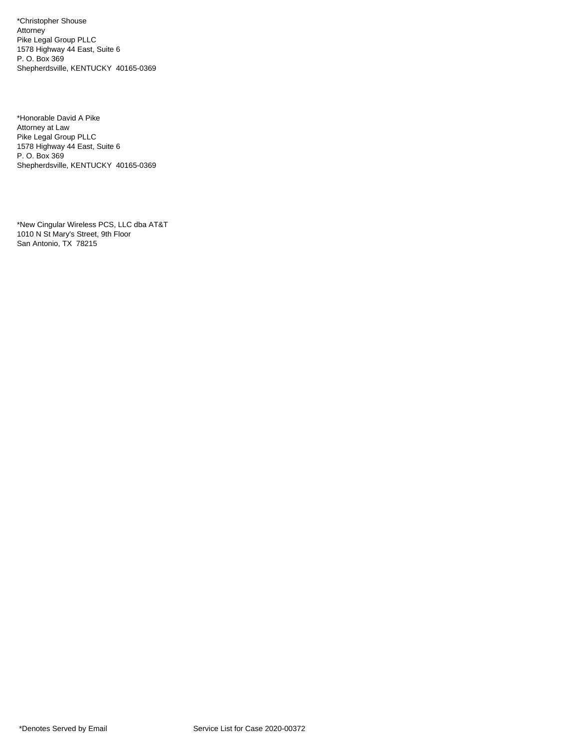*Christopher Shouse
Attorney
Pike Legal Group PLLC
1578 Highway 44 East, Suite 6
P. O. Box 369
Shepherdsville, KENTUCKY  40165-0369

*Honorable David A Pike
Attorney at Law
Pike Legal Group PLLC
1578 Highway 44 East, Suite 6
P. O. Box 369
Shepherdsville, KENTUCKY  40165-0369

*New Cingular Wireless PCS, LLC dba AT&T
1010 N St Mary's Street, 9th Floor
San Antonio, TX  78215

*Denotes Served by Email

Service List for Case 2020-00372